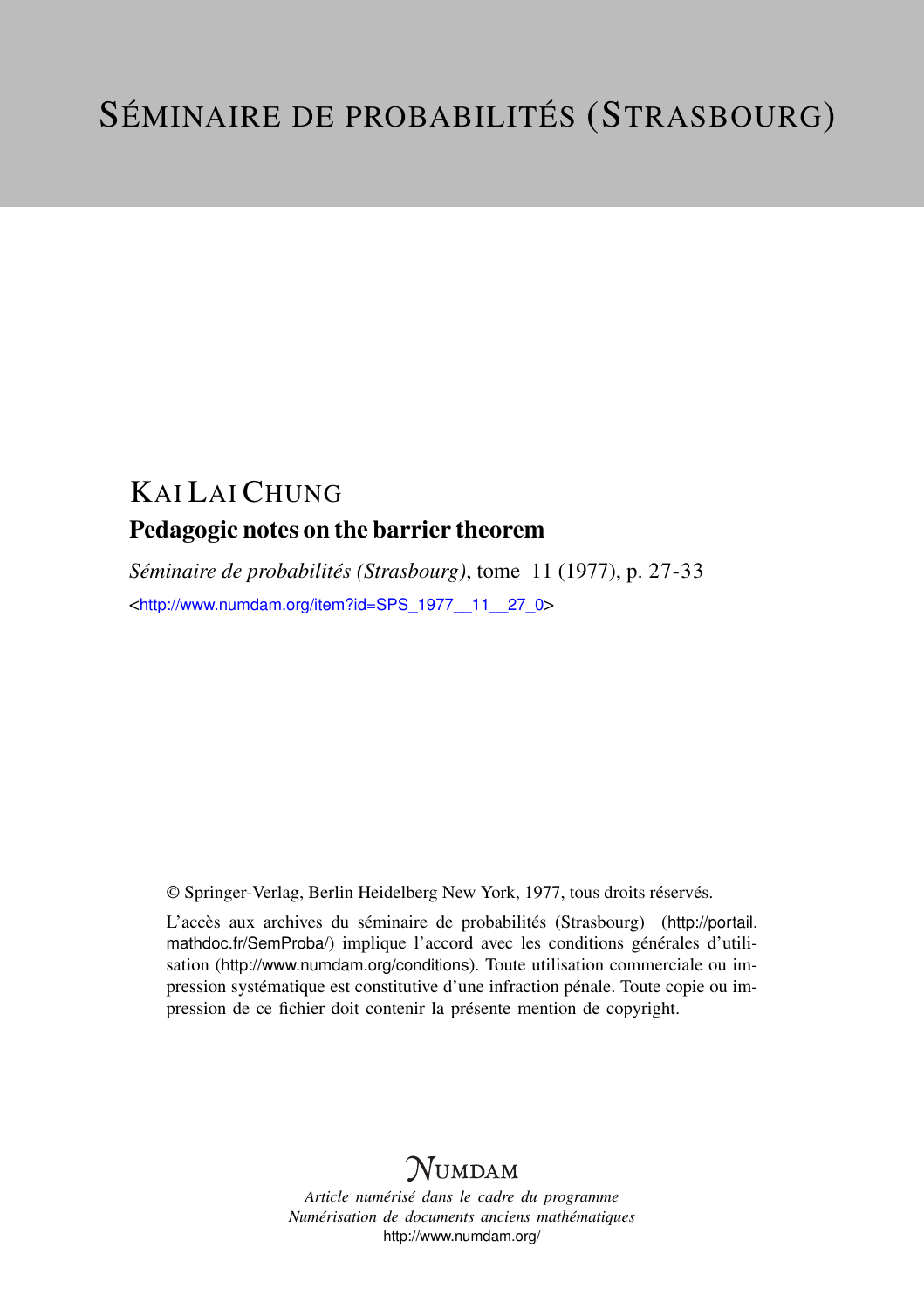# SÉMINAIRE DE PROBABILITÉS (STRASBOURG)

## KAI LAI CHUNG

### Pedagogic notes on the barrier theorem

*Séminaire de probabilités (Strasbourg)*, tome 11 (1977), p. 27-33

<http://www.numdam.org/item?id=SPS_1977__11__27_0>

© Springer-Verlag, Berlin Heidelberg New York, 1977, tous droits réservés.

L'accès aux archives du séminaire de probabilités (Strasbourg) (http://portail.mathdoc.fr/SemProba/) implique l'accord avec les conditions générales d'utilisation (http://www.numdam.org/conditions). Toute utilisation commerciale ou impression systématique est constitutive d'une infraction pénale. Toute copie ou impression de ce fichier doit contenir la présente mention de copyright.

NUMDAM

*Article numérisé dans le cadre du programme*
*Numérisation de documents anciens mathématiques*
http://www.numdam.org/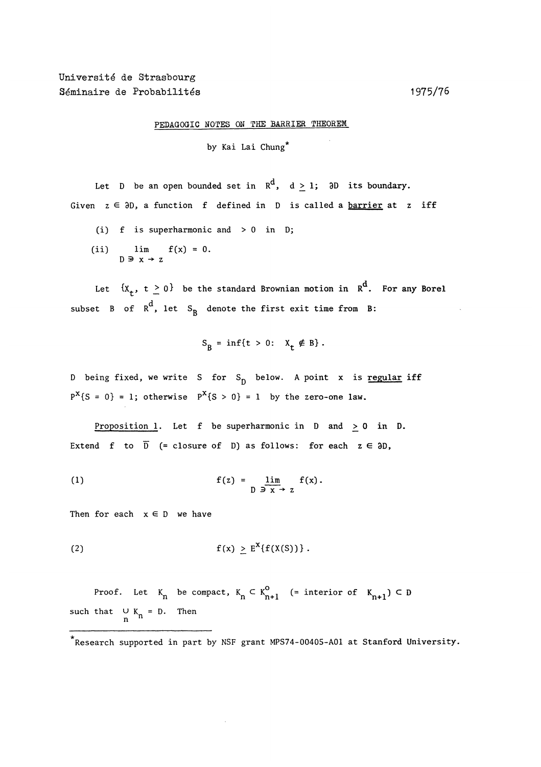Université de Strasbourg
Séminaire de Probabilités 1975/76

PEDAGOGIC NOTES ON THE BARRIER THEOREM

by Kai Lai Chung*

Let $D$ be an open bounded set in $R^d$, $d \geq 1$; $\partial D$ its boundary. Given $z \in \partial D$, a function $f$ defined in $D$ is called a <u>barrier</u> at $z$ iff

(i) $f$ is superharmonic and $> 0$ in $D$;

(ii) $\lim\limits_{D \ni x \to z} f(x) = 0$.

Let $\{X_t, t \geq 0\}$ be the standard Brownian motion in $R^d$. For any Borel subset $B$ of $R^d$, let $S_B$ denote the first exit time from $B$:

$$S_B = \inf\{t > 0: X_t \notin B\}.$$

$D$ being fixed, we write $S$ for $S_D$ below. A point $x$ is <u>regular</u> iff $P^x\{S = 0\} = 1$; otherwise $P^x\{S > 0\} = 1$ by the zero-one law.

<u>Proposition 1</u>. Let $f$ be superharmonic in $D$ and $\geq 0$ in $D$. Extend $f$ to $\overline{D}$ (= closure of $D$) as follows: for each $z \in \partial D$,

$$f(z) = \varliminf_{D \ni x \to z} f(x). \tag{1}$$

Then for each $x \in D$ we have

$$f(x) \geq E^x\{f(X(S))\}. \tag{2}$$

Proof. Let $K_n$ be compact, $K_n \subset K_{n+1}^o$ (= interior of $K_{n+1}$) $\subset D$ such that $\bigcup\limits_n K_n = D$. Then

---

*Research supported in part by NSF grant MPS74-00405-A01 at Stanford University.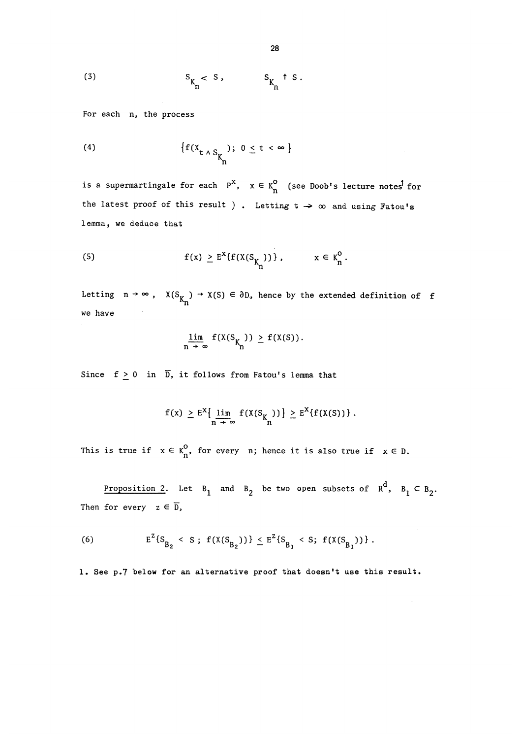$$S_{K_n} < S, \qquad S_{K_n} \uparrow S. \tag{3}$$

For each $n$, the process

$$\{f(X_{t \wedge S_{K_n}});\ 0 \leq t < \infty\} \tag{4}$$

is a supermartingale for each $P^x$, $x \in K_n^o$ (see Doob's lecture notes[1] for the latest proof of this result). Letting $t \to \infty$ and using Fatou's lemma, we deduce that

$$f(x) \geq E^x\{f(X(S_{K_n}))\}, \qquad x \in K_n^o. \tag{5}$$

Letting $n \to \infty$, $X(S_{K_n}) \to X(S) \in \partial D$, hence by the extended definition of $f$ we have

$$\varliminf_{n \to \infty} f(X(S_{K_n})) \geq f(X(S)).$$

Since $f \geq 0$ in $\overline{D}$, it follows from Fatou's lemma that

$$f(x) \geq E^x\{\varliminf_{n \to \infty} f(X(S_{K_n}))\} \geq E^x\{f(X(S))\}.$$

This is true if $x \in K_n^o$, for every $n$; hence it is also true if $x \in D$.

<u>Proposition 2</u>. Let $B_1$ and $B_2$ be two open subsets of $R^d$, $B_1 \subset B_2$. Then for every $z \in \overline{D}$,

$$E^z\{S_{B_2} < S;\ f(X(S_{B_2}))\} \leq E^z\{S_{B_1} < S;\ f(X(S_{B_1}))\}. \tag{6}$$

1. See p.7 below for an alternative proof that doesn't use this result.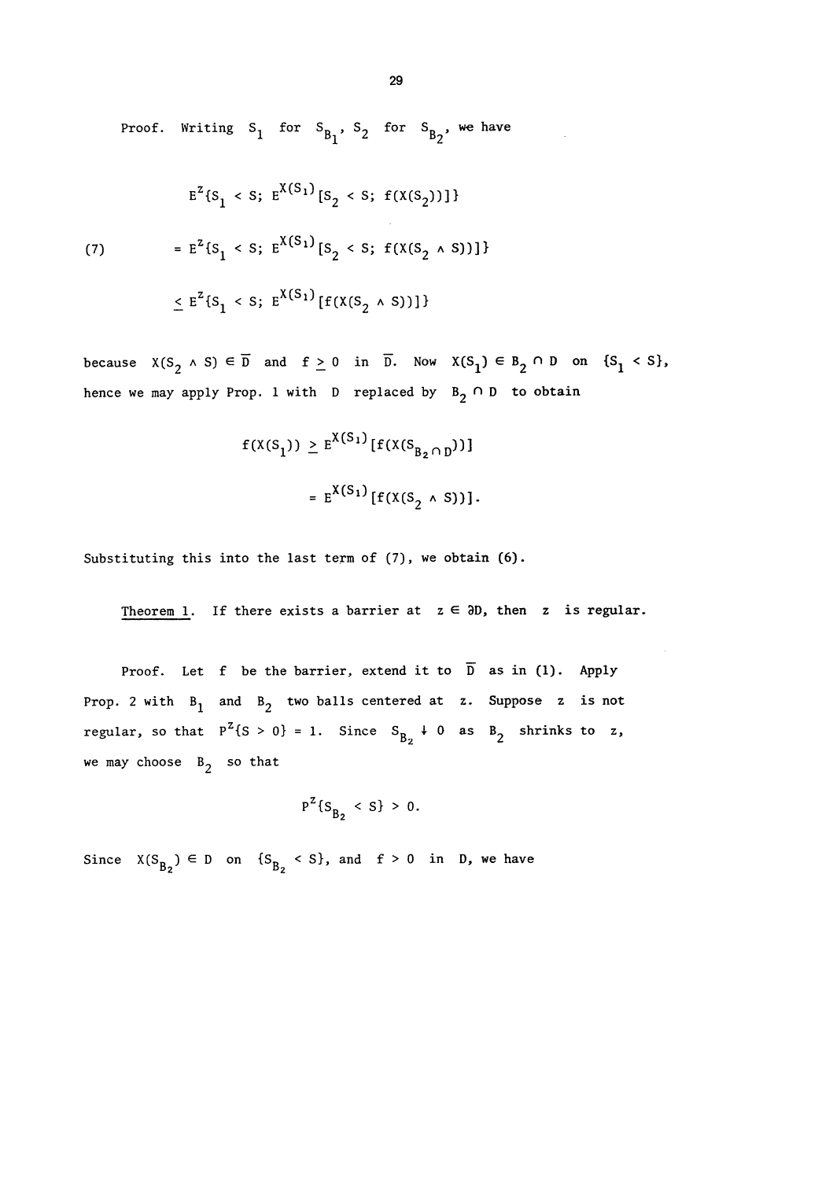Proof. Writing $S_1$ for $S_{B_1}$, $S_2$ for $S_{B_2}$, we have

$$
\begin{aligned}
&E^z\{S_1 < S;\ E^{X(S_1)}[S_2 < S;\ f(X(S_2))]\} \\
(7) \qquad &= E^z\{S_1 < S;\ E^{X(S_1)}[S_2 < S;\ f(X(S_2 \wedge S))]\} \\
&\leq E^z\{S_1 < S;\ E^{X(S_1)}[f(X(S_2 \wedge S))]\}
\end{aligned}
$$

because $X(S_2 \wedge S) \in \overline{D}$ and $f \geq 0$ in $\overline{D}$. Now $X(S_1) \in B_2 \cap D$ on $\{S_1 < S\}$, hence we may apply Prop. 1 with $D$ replaced by $B_2 \cap D$ to obtain

$$
\begin{aligned}
f(X(S_1)) &\geq E^{X(S_1)}[f(X(S_{B_2 \cap D}))] \\
&= E^{X(S_1)}[f(X(S_2 \wedge S))].
\end{aligned}
$$

Substituting this into the last term of (7), we obtain (6).

<u>Theorem 1</u>. If there exists a barrier at $z \in \partial D$, then $z$ is regular.

Proof. Let $f$ be the barrier, extend it to $\overline{D}$ as in (1). Apply Prop. 2 with $B_1$ and $B_2$ two balls centered at $z$. Suppose $z$ is not regular, so that $P^z\{S > 0\} = 1$. Since $S_{B_2} \downarrow 0$ as $B_2$ shrinks to $z$, we may choose $B_2$ so that

$$P^z\{S_{B_2} < S\} > 0.$$

Since $X(S_{B_2}) \in D$ on $\{S_{B_2} < S\}$, and $f > 0$ in $D$, we have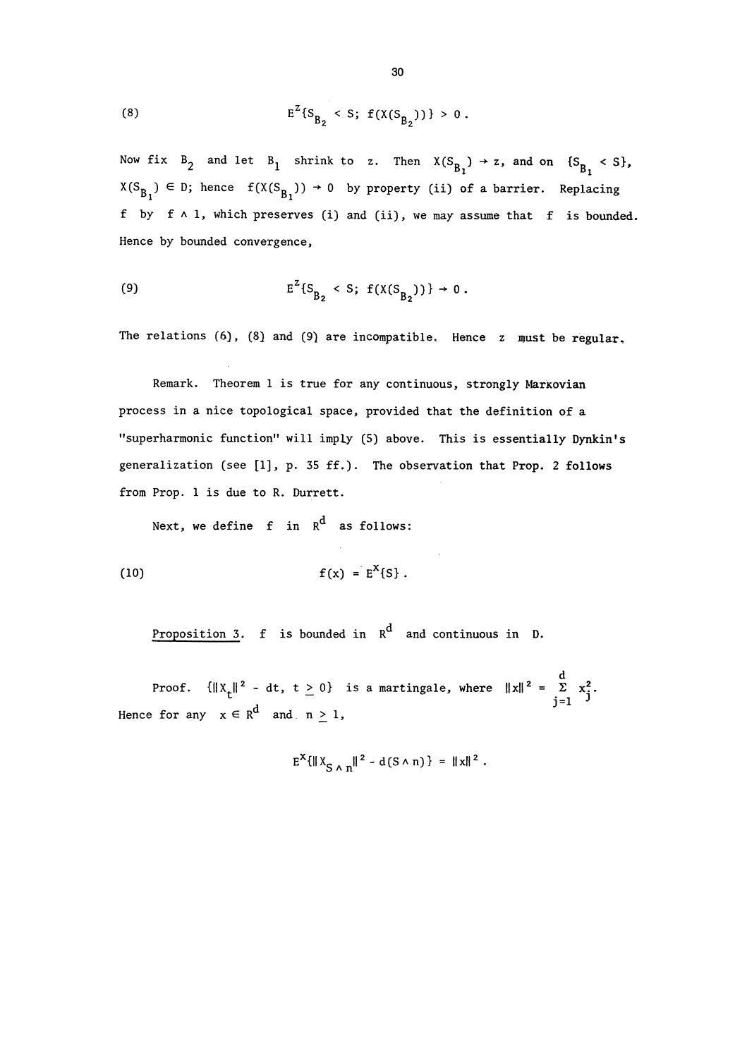$$E^z\{S_{B_2} < S;\ f(X(S_{B_2}))\} > 0\ . \tag{8}$$

Now fix $B_2$ and let $B_1$ shrink to $z$. Then $X(S_{B_1}) \to z$, and on $\{S_{B_1} < S\}$, $X(S_{B_1}) \in D$; hence $f(X(S_{B_1})) \to 0$ by property (ii) of a barrier. Replacing $f$ by $f \wedge 1$, which preserves (i) and (ii), we may assume that $f$ is bounded. Hence by bounded convergence,

$$E^z\{S_{B_2} < S;\ f(X(S_{B_2}))\} \to 0\ . \tag{9}$$

The relations (6), (8) and (9) are incompatible. Hence $z$ must be regular.

Remark. Theorem 1 is true for any continuous, strongly Markovian process in a nice topological space, provided that the definition of a "superharmonic function" will imply (5) above. This is essentially Dynkin's generalization (see [1], p. 35 ff.). The observation that Prop. 2 follows from Prop. 1 is due to R. Durrett.

Next, we define $f$ in $R^d$ as follows:

$$f(x) = E^x\{S\}\ . \tag{10}$$

<u>Proposition 3</u>. $f$ is bounded in $R^d$ and continuous in $D$.

Proof. $\{\|X_t\|^2 - dt,\ t \geq 0\}$ is a martingale, where $\|x\|^2 = \sum_{j=1}^{d} x_j^2$. Hence for any $x \in R^d$ and $n \geq 1$,

$$E^x\{\|X_{S \wedge n}\|^2 - d(S \wedge n)\} = \|x\|^2\ .$$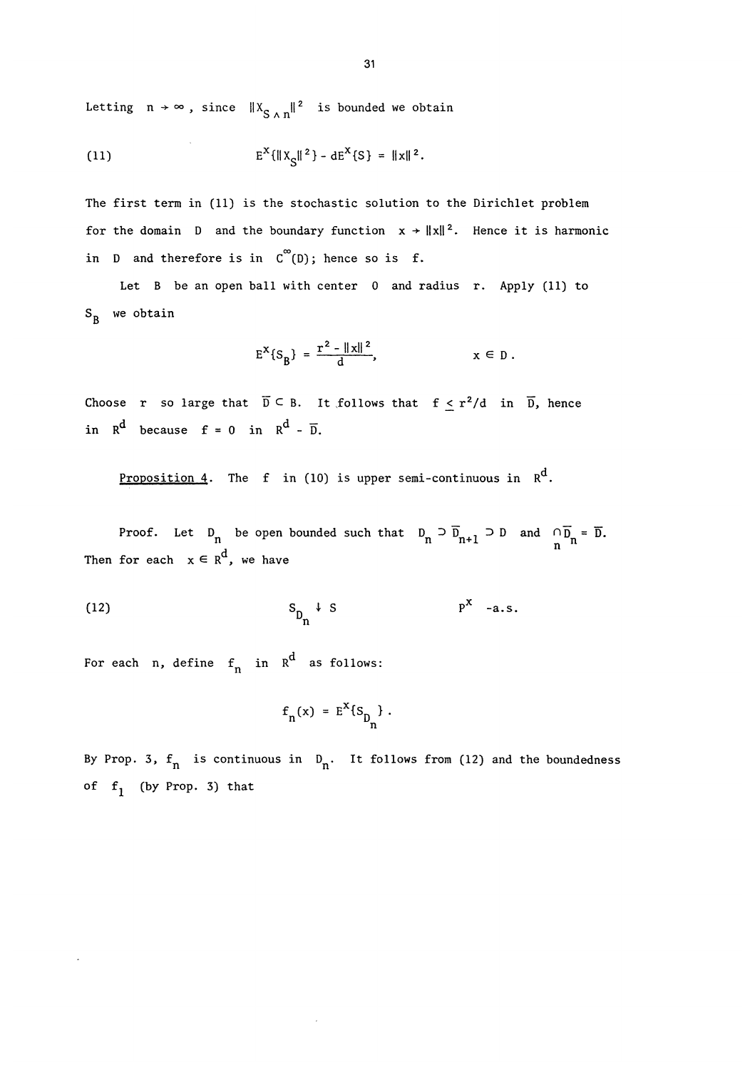Letting $n \to \infty$, since $\|X_{S \wedge n}\|^2$ is bounded we obtain

$$E^x\{\|X_S\|^2\} - dE^x\{S\} = \|x\|^2. \tag{11}$$

The first term in (11) is the stochastic solution to the Dirichlet problem for the domain $D$ and the boundary function $x \to \|x\|^2$. Hence it is harmonic in $D$ and therefore is in $C^\infty(D)$; hence so is $f$.

Let $B$ be an open ball with center $0$ and radius $r$. Apply (11) to $S_B$ we obtain

$$E^x\{S_B\} = \frac{r^2 - \|x\|^2}{d}, \qquad x \in D.$$

Choose $r$ so large that $\overline{D} \subset B$. It follows that $f \le r^2/d$ in $\overline{D}$, hence in $R^d$ because $f = 0$ in $R^d - \overline{D}$.

<u>Proposition 4</u>. The $f$ in (10) is upper semi-continuous in $R^d$.

Proof. Let $D_n$ be open bounded such that $D_n \supset \overline{D}_{n+1} \supset D$ and $\bigcap_n \overline{D}_n = \overline{D}$. Then for each $x \in R^d$, we have

$$S_{D_n} \downarrow S \qquad P^x\text{-a.s.} \tag{12}$$

For each $n$, define $f_n$ in $R^d$ as follows:

$$f_n(x) = E^x\{S_{D_n}\}.$$

By Prop. 3, $f_n$ is continuous in $D_n$. It follows from (12) and the boundedness of $f_1$ (by Prop. 3) that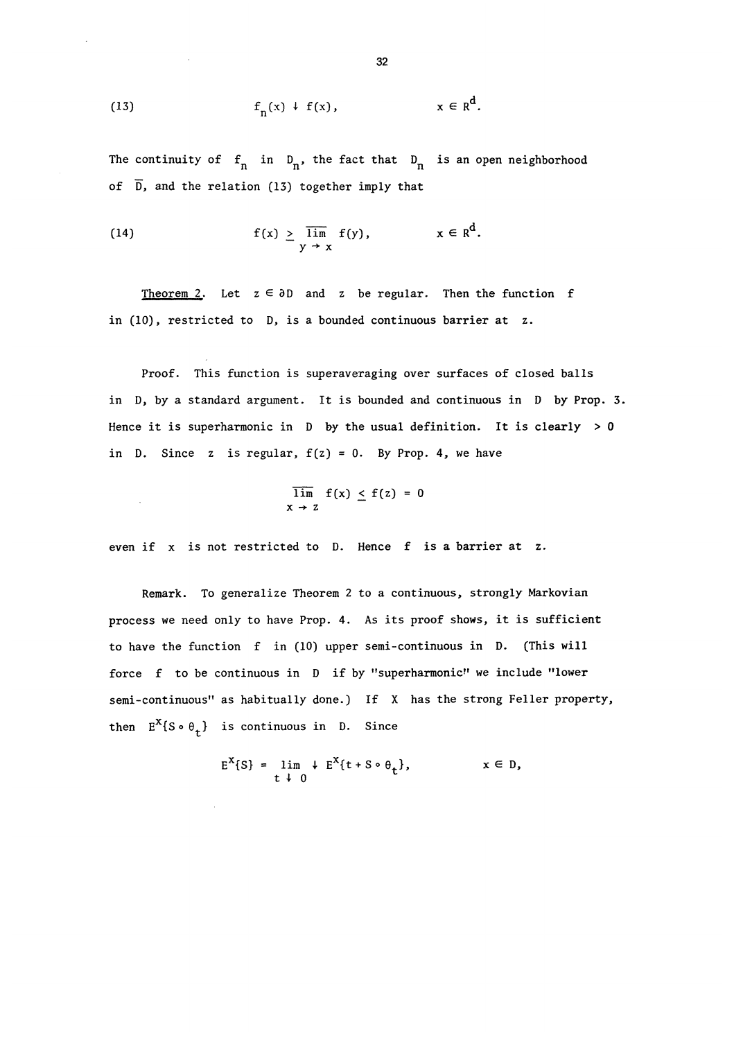$$(13) \qquad f_n(x) \downarrow f(x), \qquad x \in R^d.$$

The continuity of $f_n$ in $D_n$, the fact that $D_n$ is an open neighborhood of $\overline{D}$, and the relation (13) together imply that

$$(14) \qquad f(x) \geq \overline{\lim_{y \to x}}\, f(y), \qquad x \in R^d.$$

<u>Theorem 2</u>. Let $z \in \partial D$ and $z$ be regular. Then the function $f$ in (10), restricted to $D$, is a bounded continuous barrier at $z$.

Proof. This function is superaveraging over surfaces of closed balls in $D$, by a standard argument. It is bounded and continuous in $D$ by Prop. 3. Hence it is superharmonic in $D$ by the usual definition. It is clearly $> 0$ in $D$. Since $z$ is regular, $f(z) = 0$. By Prop. 4, we have

$$\overline{\lim_{x \to z}}\, f(x) \leq f(z) = 0$$

even if $x$ is not restricted to $D$. Hence $f$ is a barrier at $z$.

Remark. To generalize Theorem 2 to a continuous, strongly Markovian process we need only to have Prop. 4. As its proof shows, it is sufficient to have the function $f$ in (10) upper semi-continuous in $D$. (This will force $f$ to be continuous in $D$ if by "superharmonic" we include "lower semi-continuous" as habitually done.) If $X$ has the strong Feller property, then $E^x\{S \circ \theta_t\}$ is continuous in $D$. Since

$$E^x\{S\} = \lim_{t \downarrow 0} \downarrow E^x\{t + S \circ \theta_t\}, \qquad x \in D,$$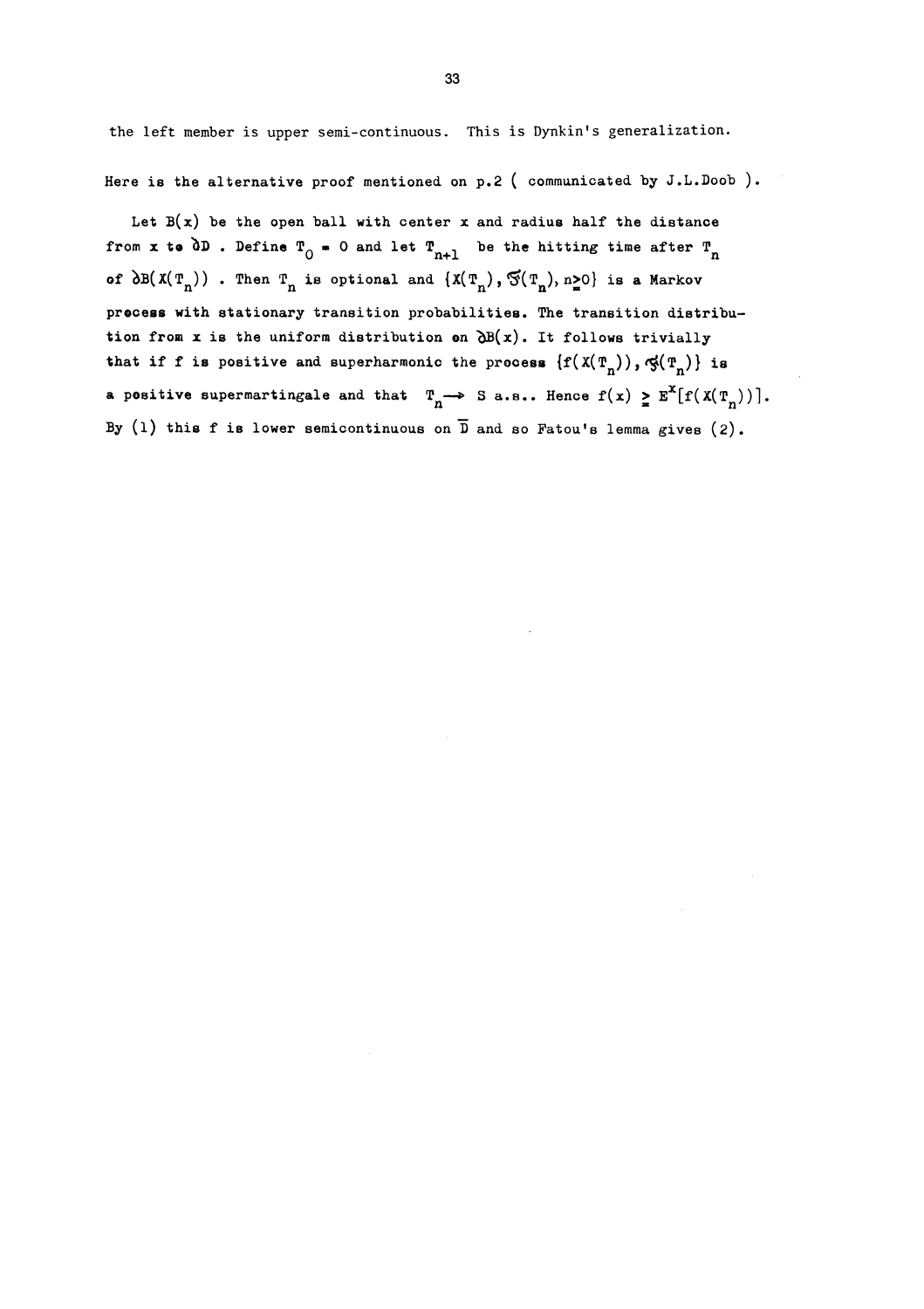the left member is upper semi-continuous. This is Dynkin's generalization.

Here is the alternative proof mentioned on p.2 ( communicated by J.L.Doob ).

Let $B(x)$ be the open ball with center $x$ and radius half the distance from $x$ to $\partial D$ . Define $T_0 = 0$ and let $T_{n+1}$ be the hitting time after $T_n$ of $\partial B(X(T_n))$ . Then $T_n$ is optional and $\{X(T_n), \mathfrak{F}(T_n), n \geq 0\}$ is a Markov process with stationary transition probabilities. The transition distribution from $x$ is the uniform distribution on $\partial B(x)$. It follows trivially that if $f$ is positive and superharmonic the process $\{f(X(T_n)), \mathfrak{F}(T_n)\}$ is a positive supermartingale and that $T_n \to S$ a.s.. Hence $f(x) \geq E^x[f(X(T_n))]$. By (1) this $f$ is lower semicontinuous on $\overline{D}$ and so Fatou's lemma gives (2).